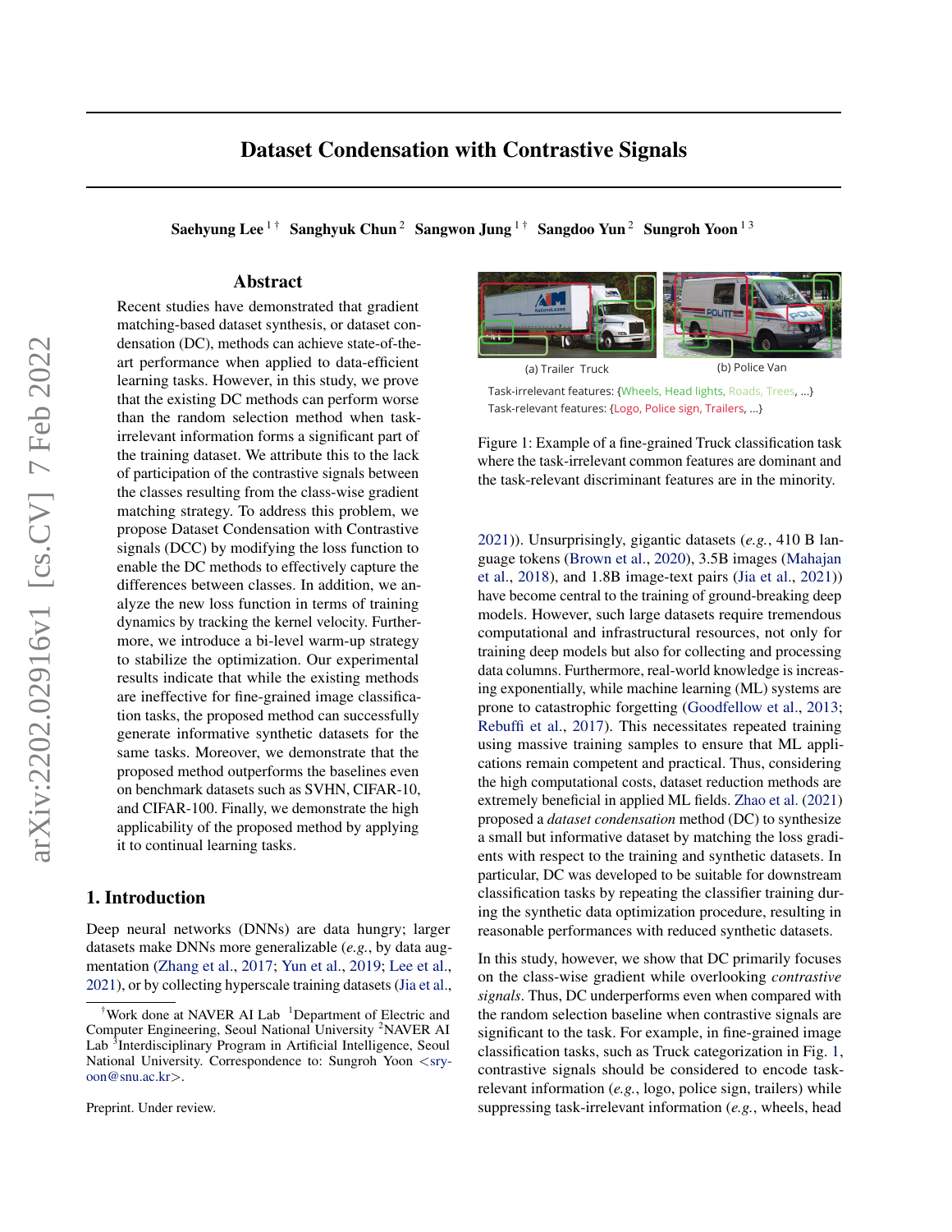# Dataset Condensation with Contrastive Signals

**Saehyung Lee** [1 †] **Sanghyuk Chun** [2] **Sangwon Jung** [1 †] **Sangdoo Yun** [2] **Sungroh Yoon** [1 3]

## Abstract

Recent studies have demonstrated that gradient matching-based dataset synthesis, or dataset condensation (DC), methods can achieve state-of-the-art performance when applied to data-efficient learning tasks. However, in this study, we prove that the existing DC methods can perform worse than the random selection method when task-irrelevant information forms a significant part of the training dataset. We attribute this to the lack of participation of the contrastive signals between the classes resulting from the class-wise gradient matching strategy. To address this problem, we propose Dataset Condensation with Contrastive signals (DCC) by modifying the loss function to enable the DC methods to effectively capture the differences between classes. In addition, we analyze the new loss function in terms of training dynamics by tracking the kernel velocity. Furthermore, we introduce a bi-level warm-up strategy to stabilize the optimization. Our experimental results indicate that while the existing methods are ineffective for fine-grained image classification tasks, the proposed method can successfully generate informative synthetic datasets for the same tasks. Moreover, we demonstrate that the proposed method outperforms the baselines even on benchmark datasets such as SVHN, CIFAR-10, and CIFAR-100. Finally, we demonstrate the high applicability of the proposed method by applying it to continual learning tasks.

## 1. Introduction

Deep neural networks (DNNs) are data hungry; larger datasets make DNNs more generalizable (*e.g.*, by data augmentation (Zhang et al., 2017; Yun et al., 2019; Lee et al., 2021), or by collecting hyperscale training datasets (Jia et al., 2021)). Unsurprisingly, gigantic datasets (*e.g.*, 410 B language tokens (Brown et al., 2020), 3.5B images (Mahajan et al., 2018), and 1.8B image-text pairs (Jia et al., 2021)) have become central to the training of ground-breaking deep models. However, such large datasets require tremendous computational and infrastructural resources, not only for training deep models but also for collecting and processing data columns. Furthermore, real-world knowledge is increasing exponentially, while machine learning (ML) systems are prone to catastrophic forgetting (Goodfellow et al., 2013; Rebuffi et al., 2017). This necessitates repeated training using massive training samples to ensure that ML applications remain competent and practical. Thus, considering the high computational costs, dataset reduction methods are extremely beneficial in applied ML fields. Zhao et al. (2021) proposed a *dataset condensation* method (DC) to synthesize a small but informative dataset by matching the loss gradients with respect to the training and synthetic datasets. In particular, DC was developed to be suitable for downstream classification tasks by repeating the classifier training during the synthetic data optimization procedure, resulting in reasonable performances with reduced synthetic datasets.

(a) Trailer Truck (b) Police Van

Task-irrelevant features: {Wheels, Head lights, Roads, Trees, ...}
Task-relevant features: {Logo, Police sign, Trailers, ...}

Figure 1: Example of a fine-grained Truck classification task where the task-irrelevant common features are dominant and the task-relevant discriminant features are in the minority.

In this study, however, we show that DC primarily focuses on the class-wise gradient while overlooking *contrastive signals*. Thus, DC underperforms even when compared with the random selection baseline when contrastive signals are significant to the task. For example, in fine-grained image classification tasks, such as Truck categorization in Fig. 1, contrastive signals should be considered to encode task-relevant information (*e.g.*, logo, police sign, trailers) while suppressing task-irrelevant information (*e.g.*, wheels, head

[†] Work done at NAVER AI Lab [1] Department of Electric and Computer Engineering, Seoul National University [2] NAVER AI Lab [3] Interdisciplinary Program in Artificial Intelligence, Seoul National University. Correspondence to: Sungroh Yoon <sryoon@snu.ac.kr>.

Preprint. Under review.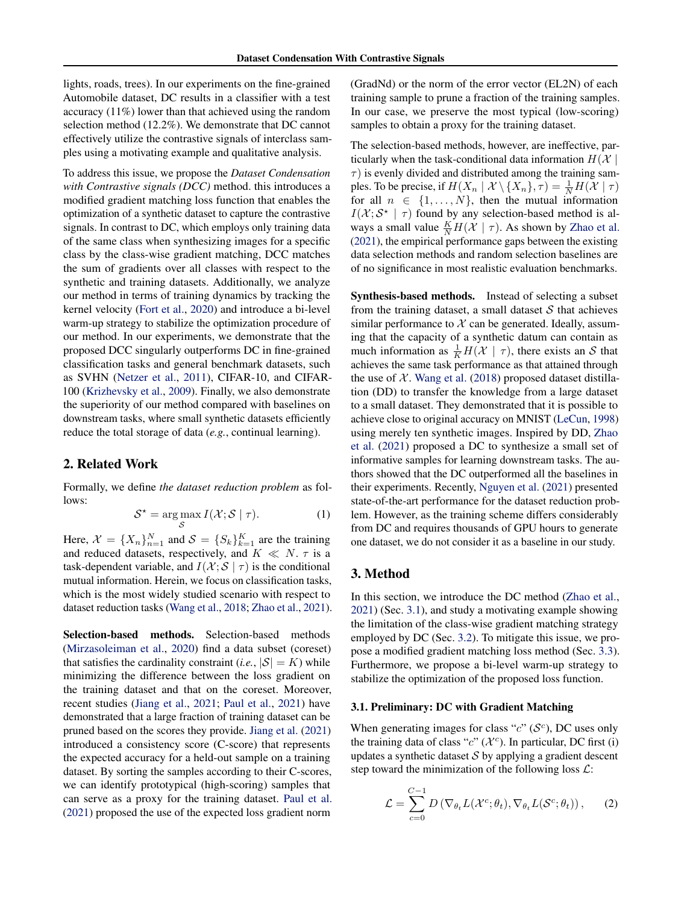lights, roads, trees). In our experiments on the fine-grained Automobile dataset, DC results in a classifier with a test accuracy (11%) lower than that achieved using the random selection method (12.2%). We demonstrate that DC cannot effectively utilize the contrastive signals of interclass samples using a motivating example and qualitative analysis.

To address this issue, we propose the *Dataset Condensation with Contrastive signals (DCC)* method. this introduces a modified gradient matching loss function that enables the optimization of a synthetic dataset to capture the contrastive signals. In contrast to DC, which employs only training data of the same class when synthesizing images for a specific class by the class-wise gradient matching, DCC matches the sum of gradients over all classes with respect to the synthetic and training datasets. Additionally, we analyze our method in terms of training dynamics by tracking the kernel velocity (Fort et al., 2020) and introduce a bi-level warm-up strategy to stabilize the optimization procedure of our method. In our experiments, we demonstrate that the proposed DCC singularly outperforms DC in fine-grained classification tasks and general benchmark datasets, such as SVHN (Netzer et al., 2011), CIFAR-10, and CIFAR-100 (Krizhevsky et al., 2009). Finally, we also demonstrate the superiority of our method compared with baselines on downstream tasks, where small synthetic datasets efficiently reduce the total storage of data (*e.g.*, continual learning).

## 2. Related Work

Formally, we define *the dataset reduction problem* as follows:

$$\mathcal{S}^\star = \arg\max_{\mathcal{S}} I(\mathcal{X}; \mathcal{S} \mid \tau). \tag{1}$$

Here, $\mathcal{X} = \{X_n\}_{n=1}^N$ and $\mathcal{S} = \{S_k\}_{k=1}^K$ are the training and reduced datasets, respectively, and $K \ll N$. $\tau$ is a task-dependent variable, and $I(\mathcal{X}; \mathcal{S} \mid \tau)$ is the conditional mutual information. Herein, we focus on classification tasks, which is the most widely studied scenario with respect to dataset reduction tasks (Wang et al., 2018; Zhao et al., 2021).

**Selection-based methods.** Selection-based methods (Mirzasoleiman et al., 2020) find a data subset (coreset) that satisfies the cardinality constraint (*i.e.*, $|\mathcal{S}| = K$) while minimizing the difference between the loss gradient on the training dataset and that on the coreset. Moreover, recent studies (Jiang et al., 2021; Paul et al., 2021) have demonstrated that a large fraction of training dataset can be pruned based on the scores they provide. Jiang et al. (2021) introduced a consistency score (C-score) that represents the expected accuracy for a held-out sample on a training dataset. By sorting the samples according to their C-scores, we can identify prototypical (high-scoring) samples that can serve as a proxy for the training dataset. Paul et al. (2021) proposed the use of the expected loss gradient norm (GradNd) or the norm of the error vector (EL2N) of each training sample to prune a fraction of the training samples. In our case, we preserve the most typical (low-scoring) samples to obtain a proxy for the training dataset.

The selection-based methods, however, are ineffective, particularly when the task-conditional data information $H(\mathcal{X} \mid \tau)$ is evenly divided and distributed among the training samples. To be precise, if $H(X_n \mid \mathcal{X} \setminus \{X_n\}, \tau) = \frac{1}{N} H(\mathcal{X} \mid \tau)$ for all $n \in \{1, \ldots, N\}$, then the mutual information $I(\mathcal{X}; \mathcal{S}^\star \mid \tau)$ found by any selection-based method is always a small value $\frac{K}{N} H(\mathcal{X} \mid \tau)$. As shown by Zhao et al. (2021), the empirical performance gaps between the existing data selection methods and random selection baselines are of no significance in most realistic evaluation benchmarks.

**Synthesis-based methods.** Instead of selecting a subset from the training dataset, a small dataset $\mathcal{S}$ that achieves similar performance to $\mathcal{X}$ can be generated. Ideally, assuming that the capacity of a synthetic datum can contain as much information as $\frac{1}{K} H(\mathcal{X} \mid \tau)$, there exists an $\mathcal{S}$ that achieves the same task performance as that attained through the use of $\mathcal{X}$. Wang et al. (2018) proposed dataset distillation (DD) to transfer the knowledge from a large dataset to a small dataset. They demonstrated that it is possible to achieve close to original accuracy on MNIST (LeCun, 1998) using merely ten synthetic images. Inspired by DD, Zhao et al. (2021) proposed a DC to synthesize a small set of informative samples for learning downstream tasks. The authors showed that the DC outperformed all the baselines in their experiments. Recently, Nguyen et al. (2021) presented state-of-the-art performance for the dataset reduction problem. However, as the training scheme differs considerably from DC and requires thousands of GPU hours to generate one dataset, we do not consider it as a baseline in our study.

## 3. Method

In this section, we introduce the DC method (Zhao et al., 2021) (Sec. 3.1), and study a motivating example showing the limitation of the class-wise gradient matching strategy employed by DC (Sec. 3.2). To mitigate this issue, we propose a modified gradient matching loss method (Sec. 3.3). Furthermore, we propose a bi-level warm-up strategy to stabilize the optimization of the proposed loss function.

### 3.1. Preliminary: DC with Gradient Matching

When generating images for class "$c$" ($\mathcal{S}^c$), DC uses only the training data of class "$c$" ($\mathcal{X}^c$). In particular, DC first (i) updates a synthetic dataset $\mathcal{S}$ by applying a gradient descent step toward the minimization of the following loss $\mathcal{L}$:

$$\mathcal{L} = \sum_{c=0}^{C-1} D\left(\nabla_{\theta_t} L(\mathcal{X}^c; \theta_t), \nabla_{\theta_t} L(\mathcal{S}^c; \theta_t)\right), \tag{2}$$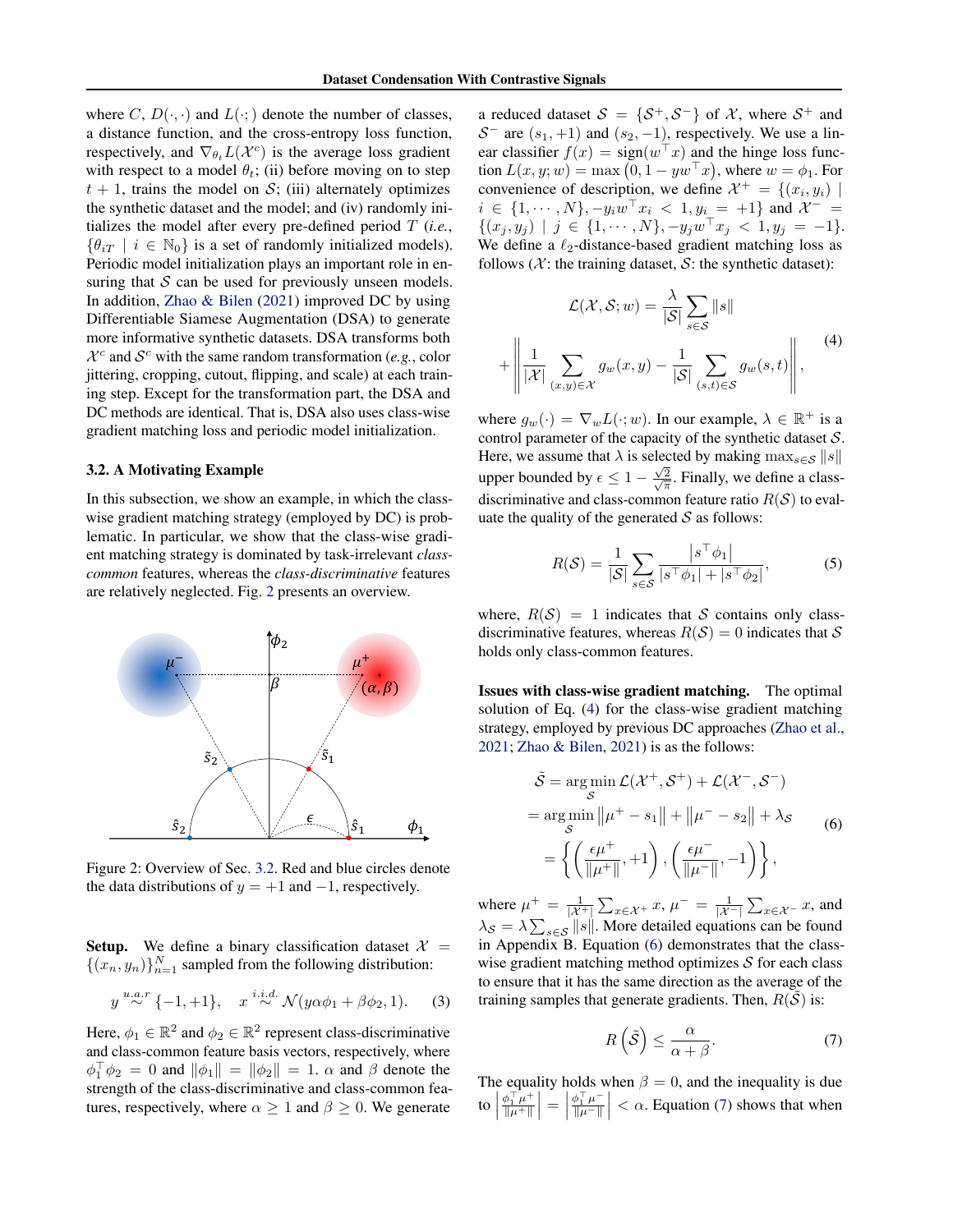where $C$, $D(\cdot,\cdot)$ and $L(\cdot;)$ denote the number of classes, a distance function, and the cross-entropy loss function, respectively, and $\nabla_{\theta_t} L(\mathcal{X}^c)$ is the average loss gradient with respect to a model $\theta_t$; (ii) before moving on to step $t+1$, trains the model on $\mathcal{S}$; (iii) alternately optimizes the synthetic dataset and the model; and (iv) randomly initializes the model after every pre-defined period $T$ (*i.e.*, $\{\theta_{iT} \mid i \in \mathbb{N}_0\}$ is a set of randomly initialized models). Periodic model initialization plays an important role in ensuring that $\mathcal{S}$ can be used for previously unseen models. In addition, Zhao & Bilen (2021) improved DC by using Differentiable Siamese Augmentation (DSA) to generate more informative synthetic datasets. DSA transforms both $\mathcal{X}^c$ and $\mathcal{S}^c$ with the same random transformation (*e.g.*, color jittering, cropping, cutout, flipping, and scale) at each training step. Except for the transformation part, the DSA and DC methods are identical. That is, DSA also uses class-wise gradient matching loss and periodic model initialization.

### 3.2. A Motivating Example

In this subsection, we show an example, in which the class-wise gradient matching strategy (employed by DC) is problematic. In particular, we show that the class-wise gradient matching strategy is dominated by task-irrelevant *class-common* features, whereas the *class-discriminative* features are relatively neglected. Fig. 2 presents an overview.

Figure 2: Overview of Sec. 3.2. Red and blue circles denote the data distributions of $y = +1$ and $-1$, respectively.

**Setup.** We define a binary classification dataset $\mathcal{X} = \{(x_n, y_n)\}_{n=1}^N$ sampled from the following distribution:

$$y \overset{u.a.r}{\sim} \{-1, +1\}, \quad x \overset{i.i.d.}{\sim} \mathcal{N}(y\alpha\phi_1 + \beta\phi_2, 1). \tag{3}$$

Here, $\phi_1 \in \mathbb{R}^2$ and $\phi_2 \in \mathbb{R}^2$ represent class-discriminative and class-common feature basis vectors, respectively, where $\phi_1^\top \phi_2 = 0$ and $\|\phi_1\| = \|\phi_2\| = 1$. $\alpha$ and $\beta$ denote the strength of the class-discriminative and class-common features, respectively, where $\alpha \geq 1$ and $\beta \geq 0$. We generate a reduced dataset $\mathcal{S} = \{\mathcal{S}^+, \mathcal{S}^-\}$ of $\mathcal{X}$, where $\mathcal{S}^+$ and $\mathcal{S}^-$ are $(s_1, +1)$ and $(s_2, -1)$, respectively. We use a linear classifier $f(x) = \text{sign}(w^\top x)$ and the hinge loss function $L(x, y; w) = \max\left(0, 1 - yw^\top x\right)$, where $w = \phi_1$. For convenience of description, we define $\mathcal{X}^+ = \{(x_i, y_i) \mid i \in \{1, \cdots, N\}, -y_i w^\top x_i < 1, y_i = +1\}$ and $\mathcal{X}^- = \{(x_j, y_j) \mid j \in \{1, \cdots, N\}, -y_j w^\top x_j < 1, y_j = -1\}$. We define a $\ell_2$-distance-based gradient matching loss as follows ($\mathcal{X}$: the training dataset, $\mathcal{S}$: the synthetic dataset):

$$\mathcal{L}(\mathcal{X}, \mathcal{S}; w) = \frac{\lambda}{|\mathcal{S}|} \sum_{s \in \mathcal{S}} \|s\| + \left\| \frac{1}{|\mathcal{X}|} \sum_{(x,y) \in \mathcal{X}} g_w(x, y) - \frac{1}{|\mathcal{S}|} \sum_{(s,t) \in \mathcal{S}} g_w(s, t) \right\|, \tag{4}$$

where $g_w(\cdot) = \nabla_w L(\cdot; w)$. In our example, $\lambda \in \mathbb{R}^+$ is a control parameter of the capacity of the synthetic dataset $\mathcal{S}$. Here, we assume that $\lambda$ is selected by making $\max_{s \in \mathcal{S}} \|s\|$ upper bounded by $\epsilon \leq 1 - \frac{\sqrt{2}}{\sqrt{\pi}}$. Finally, we define a class-discriminative and class-common feature ratio $R(\mathcal{S})$ to evaluate the quality of the generated $\mathcal{S}$ as follows:

$$R(\mathcal{S}) = \frac{1}{|\mathcal{S}|} \sum_{s \in \mathcal{S}} \frac{\left|s^\top \phi_1\right|}{\left|s^\top \phi_1\right| + \left|s^\top \phi_2\right|}, \tag{5}$$

where, $R(\mathcal{S}) = 1$ indicates that $\mathcal{S}$ contains only class-discriminative features, whereas $R(\mathcal{S}) = 0$ indicates that $\mathcal{S}$ holds only class-common features.

**Issues with class-wise gradient matching.** The optimal solution of Eq. (4) for the class-wise gradient matching strategy, employed by previous DC approaches (Zhao et al., 2021; Zhao & Bilen, 2021) is as the follows:

$$\begin{aligned}
\tilde{\mathcal{S}} &= \arg\min_{\mathcal{S}} \mathcal{L}(\mathcal{X}^+, \mathcal{S}^+) + \mathcal{L}(\mathcal{X}^-, \mathcal{S}^-) \\
&= \arg\min_{\mathcal{S}} \left\|\mu^+ - s_1\right\| + \left\|\mu^- - s_2\right\| + \lambda_{\mathcal{S}} \\
&= \left\{ \left( \frac{\epsilon\mu^+}{\|\mu^+\|}, +1 \right), \left( \frac{\epsilon\mu^-}{\|\mu^-\|}, -1 \right) \right\},
\end{aligned} \tag{6}$$

where $\mu^+ = \frac{1}{|\mathcal{X}^+|} \sum_{x \in \mathcal{X}^+} x$, $\mu^- = \frac{1}{|\mathcal{X}^-|} \sum_{x \in \mathcal{X}^-} x$, and $\lambda_{\mathcal{S}} = \lambda \sum_{s \in \mathcal{S}} \|s\|$. More detailed equations can be found in Appendix B. Equation (6) demonstrates that the class-wise gradient matching method optimizes $\mathcal{S}$ for each class to ensure that it has the same direction as the average of the training samples that generate gradients. Then, $R(\tilde{\mathcal{S}})$ is:

$$R\left(\tilde{\mathcal{S}}\right) \leq \frac{\alpha}{\alpha + \beta}. \tag{7}$$

The equality holds when $\beta = 0$, and the inequality is due to $\left|\frac{\phi_1^\top \mu^+}{\|\mu^+\|}\right| = \left|\frac{\phi_1^\top \mu^-}{\|\mu^-\|}\right| < \alpha$. Equation (7) shows that when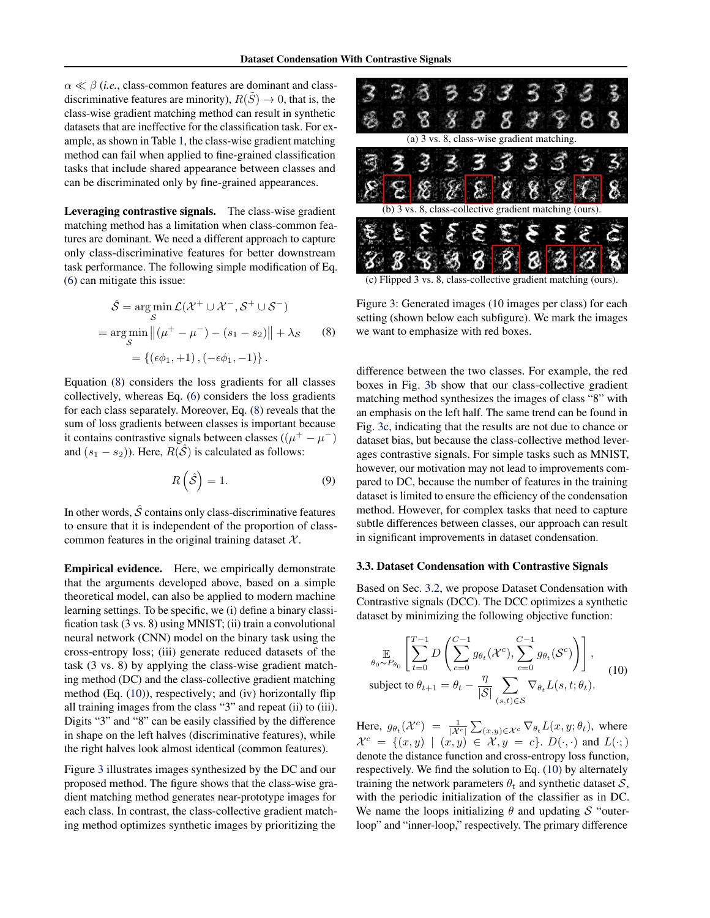$\alpha \ll \beta$ (*i.e.*, class-common features are dominant and class-discriminative features are minority), $R(\tilde{S}) \to 0$, that is, the class-wise gradient matching method can result in synthetic datasets that are ineffective for the classification task. For example, as shown in Table 1, the class-wise gradient matching method can fail when applied to fine-grained classification tasks that include shared appearance between classes and can be discriminated only by fine-grained appearances.

**Leveraging contrastive signals.** The class-wise gradient matching method has a limitation when class-common features are dominant. We need a different approach to capture only class-discriminative features for better downstream task performance. The following simple modification of Eq. (6) can mitigate this issue:

$$
\begin{aligned}
\hat{\mathcal{S}} &= \arg\min_{\mathcal{S}} \mathcal{L}(\mathcal{X}^+ \cup \mathcal{X}^-, \mathcal{S}^+ \cup \mathcal{S}^-) \\
&= \arg\min_{\mathcal{S}} \left\| (\mu^+ - \mu^-) - (s_1 - s_2) \right\| + \lambda_{\mathcal{S}} \\
&= \{(\epsilon\phi_1, +1), (-\epsilon\phi_1, -1)\}.
\end{aligned} \tag{8}
$$

Equation (8) considers the loss gradients for all classes collectively, whereas Eq. (6) considers the loss gradients for each class separately. Moreover, Eq. (8) reveals that the sum of loss gradients between classes is important because it contains contrastive signals between classes ($(\mu^+ - \mu^-)$ and $(s_1 - s_2)$). Here, $R(\hat{\mathcal{S}})$ is calculated as follows:

$$
R\left(\hat{\mathcal{S}}\right) = 1. \tag{9}
$$

In other words, $\hat{\mathcal{S}}$ contains only class-discriminative features to ensure that it is independent of the proportion of class-common features in the original training dataset $\mathcal{X}$.

**Empirical evidence.** Here, we empirically demonstrate that the arguments developed above, based on a simple theoretical model, can also be applied to modern machine learning settings. To be specific, we (i) define a binary classification task (3 vs. 8) using MNIST; (ii) train a convolutional neural network (CNN) model on the binary task using the cross-entropy loss; (iii) generate reduced datasets of the task (3 vs. 8) by applying the class-wise gradient matching method (DC) and the class-collective gradient matching method (Eq. (10)), respectively; and (iv) horizontally flip all training images from the class "3" and repeat (ii) to (iii). Digits "3" and "8" can be easily classified by the difference in shape on the left halves (discriminative features), while the right halves look almost identical (common features).

Figure 3 illustrates images synthesized by the DC and our proposed method. The figure shows that the class-wise gradient matching method generates near-prototype images for each class. In contrast, the class-collective gradient matching method optimizes synthetic images by prioritizing the difference between the two classes. For example, the red boxes in Fig. 3b show that our class-collective gradient matching method synthesizes the images of class "8" with an emphasis on the left half. The same trend can be found in Fig. 3c, indicating that the results are not due to chance or dataset bias, but because the class-collective method leverages contrastive signals. For simple tasks such as MNIST, however, our motivation may not lead to improvements compared to DC, because the number of features in the training dataset is limited to ensure the efficiency of the condensation method. However, for complex tasks that need to capture subtle differences between classes, our approach can result in significant improvements in dataset condensation.

(a) 3 vs. 8, class-wise gradient matching.

(b) 3 vs. 8, class-collective gradient matching (ours).

(c) Flipped 3 vs. 8, class-collective gradient matching (ours).

Figure 3: Generated images (10 images per class) for each setting (shown below each subfigure). We mark the images we want to emphasize with red boxes.

### 3.3. Dataset Condensation with Contrastive Signals

Based on Sec. 3.2, we propose Dataset Condensation with Contrastive signals (DCC). The DCC optimizes a synthetic dataset by minimizing the following objective function:

$$
\begin{aligned}
&\mathbb{E}_{\theta_0 \sim P_{\theta_0}} \left[ \sum_{t=0}^{T-1} D\left( \sum_{c=0}^{C-1} g_{\theta_t}(\mathcal{X}^c), \sum_{c=0}^{C-1} g_{\theta_t}(\mathcal{S}^c) \right) \right], \\
&\text{subject to } \theta_{t+1} = \theta_t - \frac{\eta}{|\mathcal{S}|} \sum_{(s,t)\in\mathcal{S}} \nabla_{\theta_t} L(s, t; \theta_t).
\end{aligned} \tag{10}
$$

Here, $g_{\theta_t}(\mathcal{X}^c) = \frac{1}{|\mathcal{X}^c|} \sum_{(x,y)\in\mathcal{X}^c} \nabla_{\theta_t} L(x, y; \theta_t)$, where $\mathcal{X}^c = \{(x, y) \mid (x, y) \in \mathcal{X}, y = c\}$. $D(\cdot, \cdot)$ and $L(\cdot;)$ denote the distance function and cross-entropy loss function, respectively. We find the solution to Eq. (10) by alternately training the network parameters $\theta_t$ and synthetic dataset $\mathcal{S}$, with the periodic initialization of the classifier as in DC. We name the loops initializing $\theta$ and updating $\mathcal{S}$ "outer-loop" and "inner-loop," respectively. The primary difference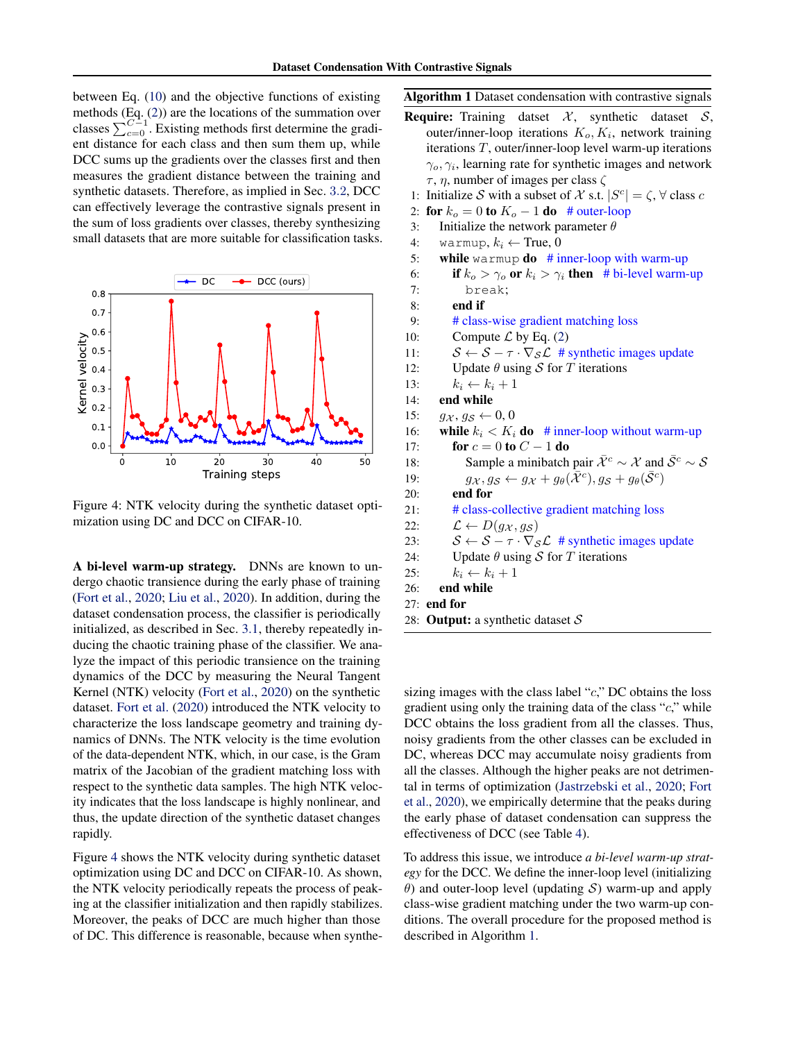between Eq. (10) and the objective functions of existing methods (Eq. (2)) are the locations of the summation over classes $\sum_{c=0}^{C-1}$. Existing methods first determine the gradient distance for each class and then sum them up, while DCC sums up the gradients over the classes first and then measures the gradient distance between the training and synthetic datasets. Therefore, as implied in Sec. 3.2, DCC can effectively leverage the contrastive signals present in the sum of loss gradients over classes, thereby synthesizing small datasets that are more suitable for classification tasks.

Figure 4: NTK velocity during the synthetic dataset optimization using DC and DCC on CIFAR-10.

**A bi-level warm-up strategy.** DNNs are known to undergo chaotic transience during the early phase of training (Fort et al., 2020; Liu et al., 2020). In addition, during the dataset condensation process, the classifier is periodically initialized, as described in Sec. 3.1, thereby repeatedly inducing the chaotic training phase of the classifier. We analyze the impact of this periodic transience on the training dynamics of the DCC by measuring the Neural Tangent Kernel (NTK) velocity (Fort et al., 2020) on the synthetic dataset. Fort et al. (2020) introduced the NTK velocity to characterize the loss landscape geometry and training dynamics of DNNs. The NTK velocity is the time evolution of the data-dependent NTK, which, in our case, is the Gram matrix of the Jacobian of the gradient matching loss with respect to the synthetic data samples. The high NTK velocity indicates that the loss landscape is highly nonlinear, and thus, the update direction of the synthetic dataset changes rapidly.

Figure 4 shows the NTK velocity during synthetic dataset optimization using DC and DCC on CIFAR-10. As shown, the NTK velocity periodically repeats the process of peaking at the classifier initialization and then rapidly stabilizes. Moreover, the peaks of DCC are much higher than those of DC. This difference is reasonable, because when synthesizing images with the class label "$c$," DC obtains the loss gradient using only the training data of the class "$c$," while DCC obtains the loss gradient from all the classes. Thus, noisy gradients from the other classes can be excluded in DC, whereas DCC may accumulate noisy gradients from all the classes. Although the higher peaks are not detrimental in terms of optimization (Jastrzebski et al., 2020; Fort et al., 2020), we empirically determine that the peaks during the early phase of dataset condensation can suppress the effectiveness of DCC (see Table 4).

To address this issue, we introduce *a bi-level warm-up strategy* for the DCC. We define the inner-loop level (initializing $\theta$) and outer-loop level (updating $\mathcal{S}$) warm-up and apply class-wise gradient matching under the two warm-up conditions. The overall procedure for the proposed method is described in Algorithm 1.

**Algorithm 1** Dataset condensation with contrastive signals

**Require:** Training datset $\mathcal{X}$, synthetic dataset $\mathcal{S}$, outer/inner-loop iterations $K_o, K_i$, network training iterations $T$, outer/inner-loop level warm-up iterations $\gamma_o, \gamma_i$, learning rate for synthetic images and network $\tau$, $\eta$, number of images per class $\zeta$

```
1:  Initialize S with a subset of X s.t. |S^c| = ζ, ∀ class c
2:  for k_o = 0 to K_o − 1 do   # outer-loop
3:    Initialize the network parameter θ
4:    warmup, k_i ← True, 0
5:    while warmup do   # inner-loop with warm-up
6:      if k_o > γ_o or k_i > γ_i then   # bi-level warm-up
7:        break;
8:      end if
9:      # class-wise gradient matching loss
10:     Compute L by Eq. (2)
11:     S ← S − τ · ∇_S L   # synthetic images update
12:     Update θ using S for T iterations
13:     k_i ← k_i + 1
14:   end while
15:   g_X, g_S ← 0, 0
16:   while k_i < K_i do   # inner-loop without warm-up
17:     for c = 0 to C − 1 do
18:       Sample a minibatch pair X̄^c ∼ X and S̄^c ∼ S
19:       g_X, g_S ← g_X + g_θ(X̄^c), g_S + g_θ(S̄^c)
20:     end for
21:     # class-collective gradient matching loss
22:     L ← D(g_X, g_S)
23:     S ← S − τ · ∇_S L   # synthetic images update
24:     Update θ using S for T iterations
25:     k_i ← k_i + 1
26:   end while
27: end for
28: Output: a synthetic dataset S
```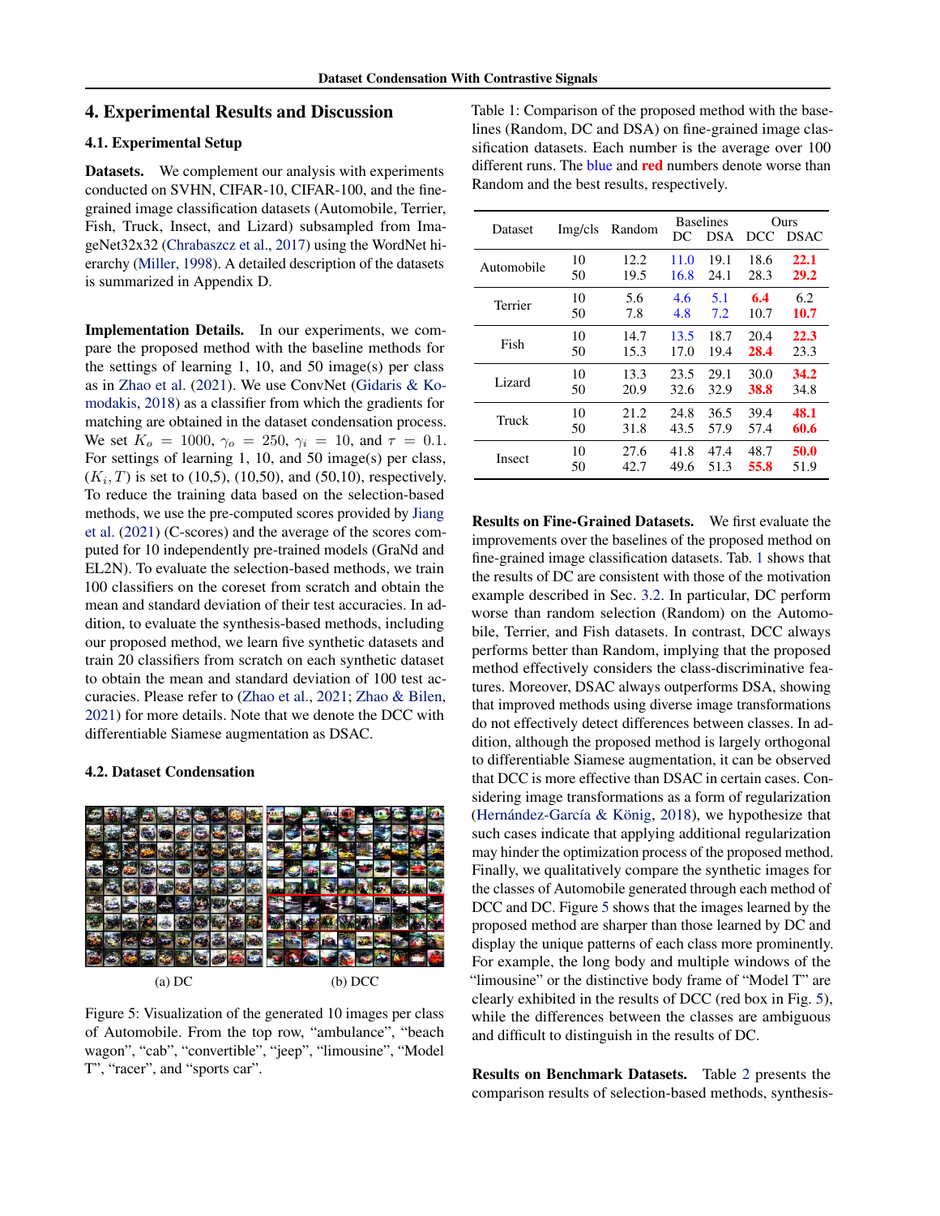## 4. Experimental Results and Discussion

### 4.1. Experimental Setup

**Datasets.** We complement our analysis with experiments conducted on SVHN, CIFAR-10, CIFAR-100, and the fine-grained image classification datasets (Automobile, Terrier, Fish, Truck, Insect, and Lizard) subsampled from ImageNet32x32 (Chrabaszcz et al., 2017) using the WordNet hierarchy (Miller, 1998). A detailed description of the datasets is summarized in Appendix D.

**Implementation Details.** In our experiments, we compare the proposed method with the baseline methods for the settings of learning 1, 10, and 50 image(s) per class as in Zhao et al. (2021). We use ConvNet (Gidaris & Komodakis, 2018) as a classifier from which the gradients for matching are obtained in the dataset condensation process. We set $K_o = 1000$, $\gamma_o = 250$, $\gamma_i = 10$, and $\tau = 0.1$. For settings of learning 1, 10, and 50 image(s) per class, $(K_i, T)$ is set to (10,5), (10,50), and (50,10), respectively. To reduce the training data based on the selection-based methods, we use the pre-computed scores provided by Jiang et al. (2021) (C-scores) and the average of the scores computed for 10 independently pre-trained models (GraNd and EL2N). To evaluate the selection-based methods, we train 100 classifiers on the coreset from scratch and obtain the mean and standard deviation of their test accuracies. In addition, to evaluate the synthesis-based methods, including our proposed method, we learn five synthetic datasets and train 20 classifiers from scratch on each synthetic dataset to obtain the mean and standard deviation of 100 test accuracies. Please refer to (Zhao et al., 2021; Zhao & Bilen, 2021) for more details. Note that we denote the DCC with differentiable Siamese augmentation as DSAC.

### 4.2. Dataset Condensation

(a) DC (b) DCC

Figure 5: Visualization of the generated 10 images per class of Automobile. From the top row, "ambulance", "beach wagon", "cab", "convertible", "jeep", "limousine", "Model T", "racer", and "sports car".

Table 1: Comparison of the proposed method with the baselines (Random, DC and DSA) on fine-grained image classification datasets. Each number is the average over 100 different runs. The blue and **red** numbers denote worse than Random and the best results, respectively.

| Dataset | Img/cls | Random | Baselines | | Ours | |
|---|---|---|---|---|---|---|
| | | | DC | DSA | DCC | DSAC |
| Automobile | 10 | 12.2 | 11.0 | 19.1 | 18.6 | **22.1** |
| | 50 | 19.5 | 16.8 | 24.1 | 28.3 | **29.2** |
| Terrier | 10 | 5.6 | 4.6 | 5.1 | **6.4** | 6.2 |
| | 50 | 7.8 | 4.8 | 7.2 | 10.7 | **10.7** |
| Fish | 10 | 14.7 | 13.5 | 18.7 | 20.4 | **22.3** |
| | 50 | 15.3 | 17.0 | 19.4 | **28.4** | 23.3 |
| Lizard | 10 | 13.3 | 23.5 | 29.1 | 30.0 | **34.2** |
| | 50 | 20.9 | 32.6 | 32.9 | **38.8** | 34.8 |
| Truck | 10 | 21.2 | 24.8 | 36.5 | 39.4 | **48.1** |
| | 50 | 31.8 | 43.5 | 57.9 | 57.4 | **60.6** |
| Insect | 10 | 27.6 | 41.8 | 47.4 | 48.7 | **50.0** |
| | 50 | 42.7 | 49.6 | 51.3 | **55.8** | 51.9 |

**Results on Fine-Grained Datasets.** We first evaluate the improvements over the baselines of the proposed method on fine-grained image classification datasets. Tab. 1 shows that the results of DC are consistent with those of the motivation example described in Sec. 3.2. In particular, DC perform worse than random selection (Random) on the Automobile, Terrier, and Fish datasets. In contrast, DCC always performs better than Random, implying that the proposed method effectively considers the class-discriminative features. Moreover, DSAC always outperforms DSA, showing that improved methods using diverse image transformations do not effectively detect differences between classes. In addition, although the proposed method is largely orthogonal to differentiable Siamese augmentation, it can be observed that DCC is more effective than DSAC in certain cases. Considering image transformations as a form of regularization (Hernández-García & König, 2018), we hypothesize that such cases indicate that applying additional regularization may hinder the optimization process of the proposed method. Finally, we qualitatively compare the synthetic images for the classes of Automobile generated through each method of DCC and DC. Figure 5 shows that the images learned by the proposed method are sharper than those learned by DC and display the unique patterns of each class more prominently. For example, the long body and multiple windows of the "limousine" or the distinctive body frame of "Model T" are clearly exhibited in the results of DCC (red box in Fig. 5), while the differences between the classes are ambiguous and difficult to distinguish in the results of DC.

**Results on Benchmark Datasets.** Table 2 presents the comparison results of selection-based methods, synthesis-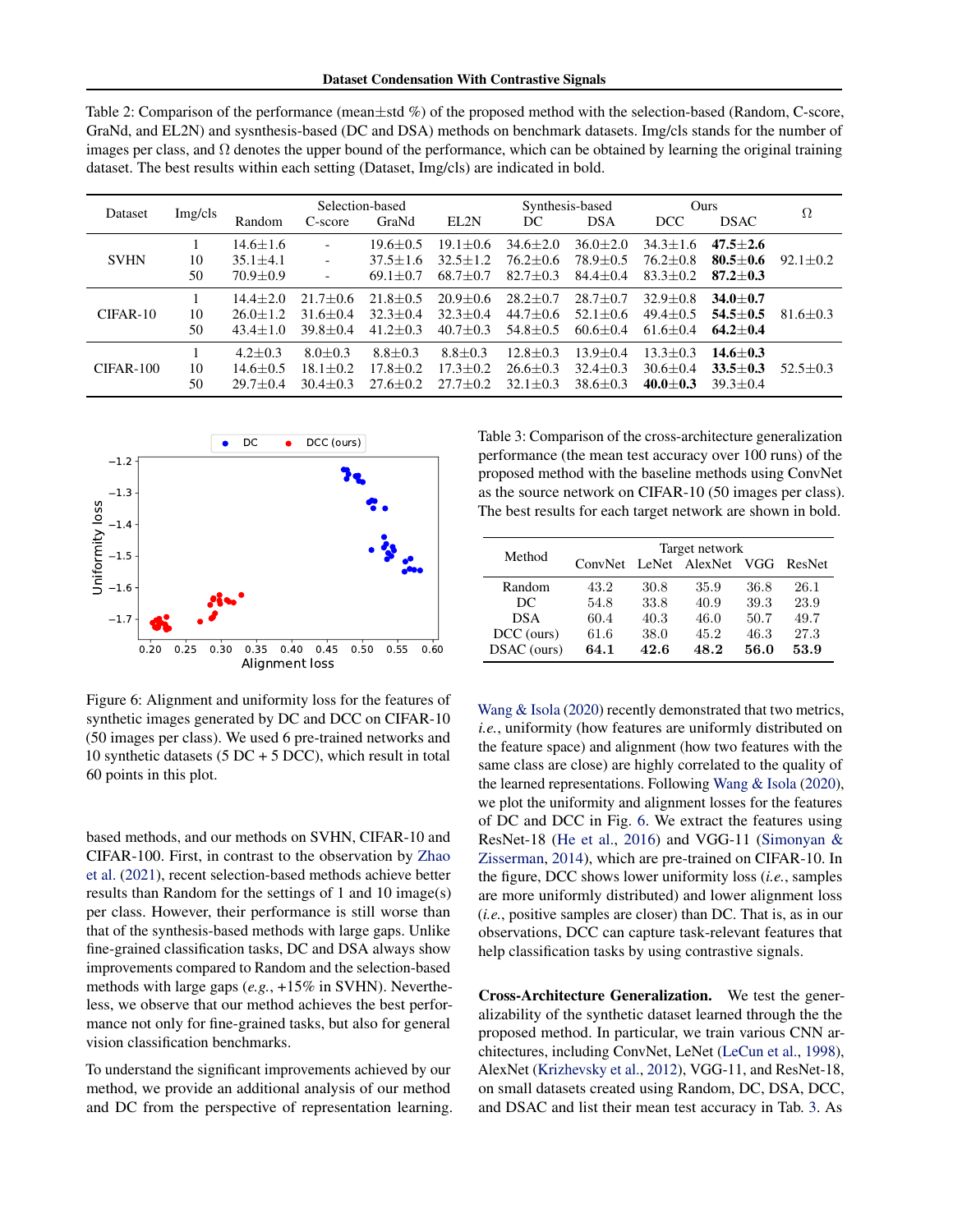Table 2: Comparison of the performance (mean±std %) of the proposed method with the selection-based (Random, C-score, GraNd, and EL2N) and sysnthesis-based (DC and DSA) methods on benchmark datasets. Img/cls stands for the number of images per class, and Ω denotes the upper bound of the performance, which can be obtained by learning the original training dataset. The best results within each setting (Dataset, Img/cls) are indicated in bold.

| Dataset | Img/cls | Selection-based | | | | Synthesis-based | | Ours | | Ω |
|---|---|---|---|---|---|---|---|---|---|---|
| | | Random | C-score | GraNd | EL2N | DC | DSA | DCC | DSAC | |
| SVHN | 1 | 14.6±1.6 | - | 19.6±0.5 | 19.1±0.6 | 34.6±2.0 | 36.0±2.0 | 34.3±1.6 | **47.5±2.6** | 92.1±0.2 |
| | 10 | 35.1±4.1 | - | 37.5±1.6 | 32.5±1.2 | 76.2±0.6 | 78.9±0.5 | 76.2±0.8 | **80.5±0.6** | |
| | 50 | 70.9±0.9 | - | 69.1±0.7 | 68.7±0.7 | 82.7±0.3 | 84.4±0.4 | 83.3±0.2 | **87.2±0.3** | |
| CIFAR-10 | 1 | 14.4±2.0 | 21.7±0.6 | 21.8±0.5 | 20.9±0.6 | 28.2±0.7 | 28.7±0.7 | 32.9±0.8 | **34.0±0.7** | 81.6±0.3 |
| | 10 | 26.0±1.2 | 31.6±0.4 | 32.3±0.4 | 32.3±0.4 | 44.7±0.6 | 52.1±0.6 | 49.4±0.5 | **54.5±0.5** | |
| | 50 | 43.4±1.0 | 39.8±0.4 | 41.2±0.3 | 40.7±0.3 | 54.8±0.5 | 60.6±0.4 | 61.6±0.4 | **64.2±0.4** | |
| CIFAR-100 | 1 | 4.2±0.3 | 8.0±0.3 | 8.8±0.3 | 8.8±0.3 | 12.8±0.3 | 13.9±0.4 | 13.3±0.3 | **14.6±0.3** | 52.5±0.3 |
| | 10 | 14.6±0.5 | 18.1±0.2 | 17.8±0.2 | 17.3±0.2 | 26.6±0.3 | 32.4±0.3 | 30.6±0.4 | **33.5±0.3** | |
| | 50 | 29.7±0.4 | 30.4±0.3 | 27.6±0.2 | 27.7±0.2 | 32.1±0.3 | 38.6±0.3 | **40.0±0.3** | 39.3±0.4 | |

Figure 6: Alignment and uniformity loss for the features of synthetic images generated by DC and DCC on CIFAR-10 (50 images per class). We used 6 pre-trained networks and 10 synthetic datasets (5 DC + 5 DCC), which result in total 60 points in this plot.

based methods, and our methods on SVHN, CIFAR-10 and CIFAR-100. First, in contrast to the observation by Zhao et al. (2021), recent selection-based methods achieve better results than Random for the settings of 1 and 10 image(s) per class. However, their performance is still worse than that of the synthesis-based methods with large gaps. Unlike fine-grained classification tasks, DC and DSA always show improvements compared to Random and the selection-based methods with large gaps (*e.g.*, +15% in SVHN). Nevertheless, we observe that our method achieves the best performance not only for fine-grained tasks, but also for general vision classification benchmarks.

To understand the significant improvements achieved by our method, we provide an additional analysis of our method and DC from the perspective of representation learning.

Table 3: Comparison of the cross-architecture generalization performance (the mean test accuracy over 100 runs) of the proposed method with the baseline methods using ConvNet as the source network on CIFAR-10 (50 images per class). The best results for each target network are shown in bold.

| Method | Target network | | | | |
|---|---|---|---|---|---|
| | ConvNet | LeNet | AlexNet | VGG | ResNet |
| Random | 43.2 | 30.8 | 35.9 | 36.8 | 26.1 |
| DC | 54.8 | 33.8 | 40.9 | 39.3 | 23.9 |
| DSA | 60.4 | 40.3 | 46.0 | 50.7 | 49.7 |
| DCC (ours) | 61.6 | 38.0 | 45.2 | 46.3 | 27.3 |
| DSAC (ours) | **64.1** | **42.6** | **48.2** | **56.0** | **53.9** |

Wang & Isola (2020) recently demonstrated that two metrics, *i.e.*, uniformity (how features are uniformly distributed on the feature space) and alignment (how two features with the same class are close) are highly correlated to the quality of the learned representations. Following Wang & Isola (2020), we plot the uniformity and alignment losses for the features of DC and DCC in Fig. 6. We extract the features using ResNet-18 (He et al., 2016) and VGG-11 (Simonyan & Zisserman, 2014), which are pre-trained on CIFAR-10. In the figure, DCC shows lower uniformity loss (*i.e.*, samples are more uniformly distributed) and lower alignment loss (*i.e.*, positive samples are closer) than DC. That is, as in our observations, DCC can capture task-relevant features that help classification tasks by using contrastive signals.

**Cross-Architecture Generalization.** We test the generalizability of the synthetic dataset learned through the the proposed method. In particular, we train various CNN architectures, including ConvNet, LeNet (LeCun et al., 1998), AlexNet (Krizhevsky et al., 2012), VGG-11, and ResNet-18, on small datasets created using Random, DC, DSA, DCC, and DSAC and list their mean test accuracy in Tab. 3. As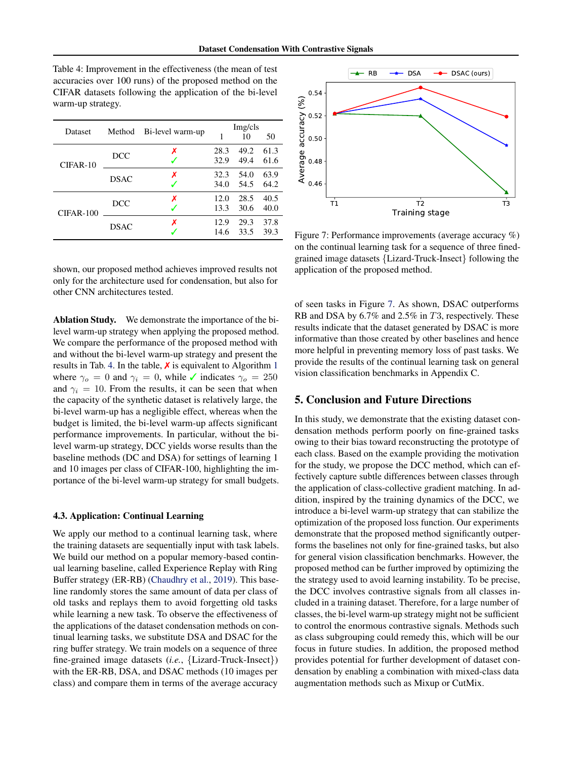Table 4: Improvement in the effectiveness (the mean of test accuracies over 100 runs) of the proposed method on the CIFAR datasets following the application of the bi-level warm-up strategy.

| Dataset | Method | Bi-level warm-up | Img/cls 1 | 10 | 50 |
|---|---|---|---|---|---|
| CIFAR-10 | DCC | ✗ | 28.3 | 49.2 | 61.3 |
| | | ✓ | 32.9 | 49.4 | 61.6 |
| | DSAC | ✗ | 32.3 | 54.0 | 63.9 |
| | | ✓ | 34.0 | 54.5 | 64.2 |
| CIFAR-100 | DCC | ✗ | 12.0 | 28.5 | 40.5 |
| | | ✓ | 13.3 | 30.6 | 40.0 |
| | DSAC | ✗ | 12.9 | 29.3 | 37.8 |
| | | ✓ | 14.6 | 33.5 | 39.3 |

shown, our proposed method achieves improved results not only for the architecture used for condensation, but also for other CNN architectures tested.

**Ablation Study.** We demonstrate the importance of the bi-level warm-up strategy when applying the proposed method. We compare the performance of the proposed method with and without the bi-level warm-up strategy and present the results in Tab. 4. In the table, ✗ is equivalent to Algorithm 1 where $\gamma_o = 0$ and $\gamma_i = 0$, while ✓ indicates $\gamma_o = 250$ and $\gamma_i = 10$. From the results, it can be seen that when the capacity of the synthetic dataset is relatively large, the bi-level warm-up has a negligible effect, whereas when the budget is limited, the bi-level warm-up affects significant performance improvements. In particular, without the bi-level warm-up strategy, DCC yields worse results than the baseline methods (DC and DSA) for settings of learning 1 and 10 images per class of CIFAR-100, highlighting the importance of the bi-level warm-up strategy for small budgets.

### 4.3. Application: Continual Learning

We apply our method to a continual learning task, where the training datasets are sequentially input with task labels. We build our method on a popular memory-based continual learning baseline, called Experience Replay with Ring Buffer strategy (ER-RB) (Chaudhry et al., 2019). This baseline randomly stores the same amount of data per class of old tasks and replays them to avoid forgetting old tasks while learning a new task. To observe the effectiveness of the applications of the dataset condensation methods on continual learning tasks, we substitute DSA and DSAC for the ring buffer strategy. We train models on a sequence of three fine-grained image datasets (*i.e.*, {Lizard-Truck-Insect}) with the ER-RB, DSA, and DSAC methods (10 images per class) and compare them in terms of the average accuracy of seen tasks in Figure 7. As shown, DSAC outperforms RB and DSA by 6.7% and 2.5% in $T3$, respectively. These results indicate that the dataset generated by DSAC is more informative than those created by other baselines and hence more helpful in preventing memory loss of past tasks. We provide the results of the continual learning task on general vision classification benchmarks in Appendix C.

Figure 7: Performance improvements (average accuracy %) on the continual learning task for a sequence of three fined-grained image datasets {Lizard-Truck-Insect} following the application of the proposed method.

## 5. Conclusion and Future Directions

In this study, we demonstrate that the existing dataset condensation methods perform poorly on fine-grained tasks owing to their bias toward reconstructing the prototype of each class. Based on the example providing the motivation for the study, we propose the DCC method, which can effectively capture subtle differences between classes through the application of class-collective gradient matching. In addition, inspired by the training dynamics of the DCC, we introduce a bi-level warm-up strategy that can stabilize the optimization of the proposed loss function. Our experiments demonstrate that the proposed method significantly outperforms the baselines not only for fine-grained tasks, but also for general vision classification benchmarks. However, the proposed method can be further improved by optimizing the the strategy used to avoid learning instability. To be precise, the DCC involves contrastive signals from all classes included in a training dataset. Therefore, for a large number of classes, the bi-level warm-up strategy might not be sufficient to control the enormous contrastive signals. Methods such as class subgrouping could remedy this, which will be our focus in future studies. In addition, the proposed method provides potential for further development of dataset condensation by enabling a combination with mixed-class data augmentation methods such as Mixup or CutMix.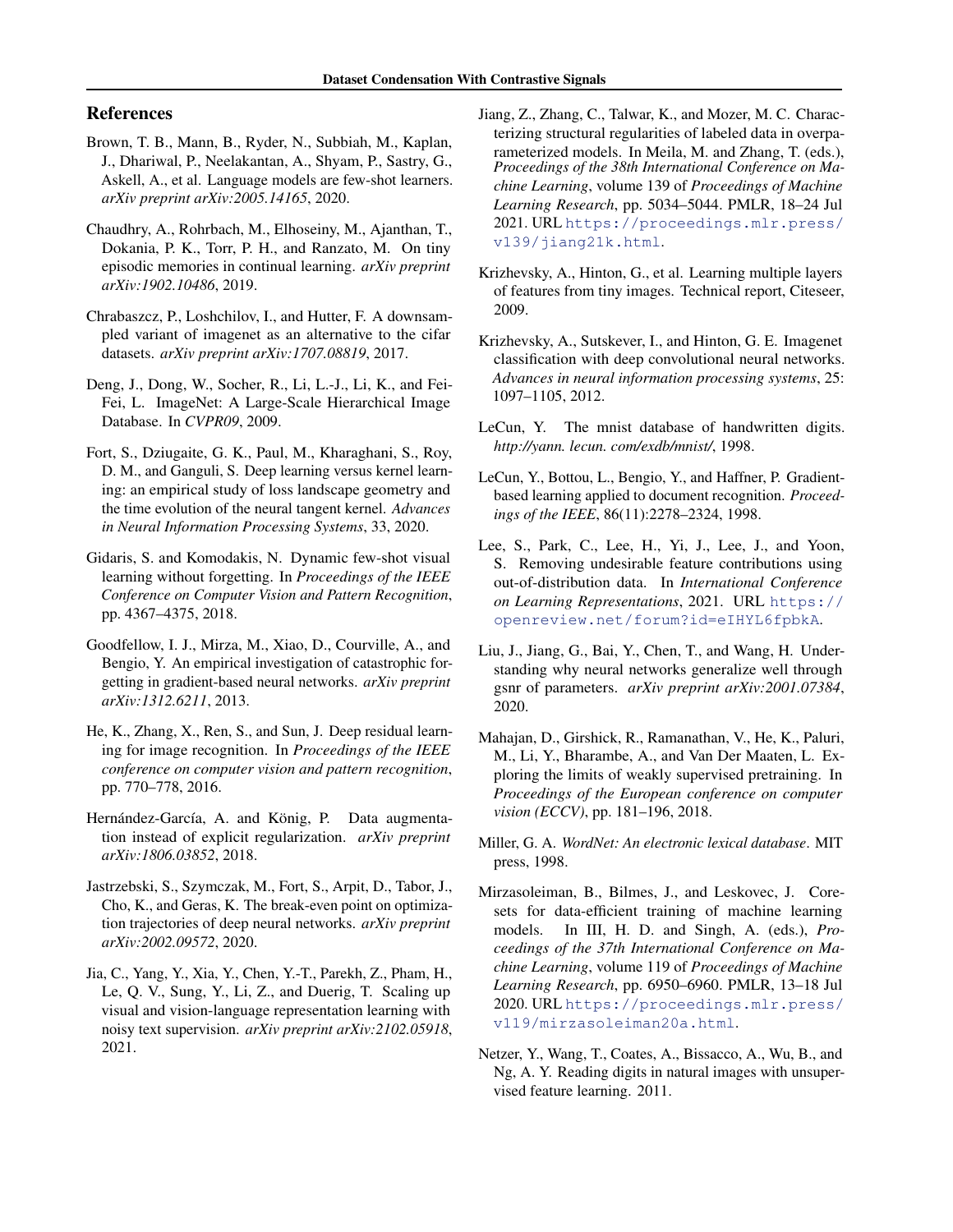## References

Brown, T. B., Mann, B., Ryder, N., Subbiah, M., Kaplan, J., Dhariwal, P., Neelakantan, A., Shyam, P., Sastry, G., Askell, A., et al. Language models are few-shot learners. *arXiv preprint arXiv:2005.14165*, 2020.

Chaudhry, A., Rohrbach, M., Elhoseiny, M., Ajanthan, T., Dokania, P. K., Torr, P. H., and Ranzato, M. On tiny episodic memories in continual learning. *arXiv preprint arXiv:1902.10486*, 2019.

Chrabaszcz, P., Loshchilov, I., and Hutter, F. A downsampled variant of imagenet as an alternative to the cifar datasets. *arXiv preprint arXiv:1707.08819*, 2017.

Deng, J., Dong, W., Socher, R., Li, L.-J., Li, K., and Fei-Fei, L. ImageNet: A Large-Scale Hierarchical Image Database. In *CVPR09*, 2009.

Fort, S., Dziugaite, G. K., Paul, M., Kharaghani, S., Roy, D. M., and Ganguli, S. Deep learning versus kernel learning: an empirical study of loss landscape geometry and the time evolution of the neural tangent kernel. *Advances in Neural Information Processing Systems*, 33, 2020.

Gidaris, S. and Komodakis, N. Dynamic few-shot visual learning without forgetting. In *Proceedings of the IEEE Conference on Computer Vision and Pattern Recognition*, pp. 4367–4375, 2018.

Goodfellow, I. J., Mirza, M., Xiao, D., Courville, A., and Bengio, Y. An empirical investigation of catastrophic forgetting in gradient-based neural networks. *arXiv preprint arXiv:1312.6211*, 2013.

He, K., Zhang, X., Ren, S., and Sun, J. Deep residual learning for image recognition. In *Proceedings of the IEEE conference on computer vision and pattern recognition*, pp. 770–778, 2016.

Hernández-García, A. and König, P. Data augmentation instead of explicit regularization. *arXiv preprint arXiv:1806.03852*, 2018.

Jastrzebski, S., Szymczak, M., Fort, S., Arpit, D., Tabor, J., Cho, K., and Geras, K. The break-even point on optimization trajectories of deep neural networks. *arXiv preprint arXiv:2002.09572*, 2020.

Jia, C., Yang, Y., Xia, Y., Chen, Y.-T., Parekh, Z., Pham, H., Le, Q. V., Sung, Y., Li, Z., and Duerig, T. Scaling up visual and vision-language representation learning with noisy text supervision. *arXiv preprint arXiv:2102.05918*, 2021.

Jiang, Z., Zhang, C., Talwar, K., and Mozer, M. C. Characterizing structural regularities of labeled data in overparameterized models. In Meila, M. and Zhang, T. (eds.), *Proceedings of the 38th International Conference on Machine Learning*, volume 139 of *Proceedings of Machine Learning Research*, pp. 5034–5044. PMLR, 18–24 Jul 2021. URL https://proceedings.mlr.press/v139/jiang21k.html.

Krizhevsky, A., Hinton, G., et al. Learning multiple layers of features from tiny images. Technical report, Citeseer, 2009.

Krizhevsky, A., Sutskever, I., and Hinton, G. E. Imagenet classification with deep convolutional neural networks. *Advances in neural information processing systems*, 25: 1097–1105, 2012.

LeCun, Y. The mnist database of handwritten digits. *http://yann. lecun. com/exdb/mnist/*, 1998.

LeCun, Y., Bottou, L., Bengio, Y., and Haffner, P. Gradient-based learning applied to document recognition. *Proceedings of the IEEE*, 86(11):2278–2324, 1998.

Lee, S., Park, C., Lee, H., Yi, J., Lee, J., and Yoon, S. Removing undesirable feature contributions using out-of-distribution data. In *International Conference on Learning Representations*, 2021. URL https://openreview.net/forum?id=eIHYL6fpbkA.

Liu, J., Jiang, G., Bai, Y., Chen, T., and Wang, H. Understanding why neural networks generalize well through gsnr of parameters. *arXiv preprint arXiv:2001.07384*, 2020.

Mahajan, D., Girshick, R., Ramanathan, V., He, K., Paluri, M., Li, Y., Bharambe, A., and Van Der Maaten, L. Exploring the limits of weakly supervised pretraining. In *Proceedings of the European conference on computer vision (ECCV)*, pp. 181–196, 2018.

Miller, G. A. *WordNet: An electronic lexical database*. MIT press, 1998.

Mirzasoleiman, B., Bilmes, J., and Leskovec, J. Coresets for data-efficient training of machine learning models. In III, H. D. and Singh, A. (eds.), *Proceedings of the 37th International Conference on Machine Learning*, volume 119 of *Proceedings of Machine Learning Research*, pp. 6950–6960. PMLR, 13–18 Jul 2020. URL https://proceedings.mlr.press/v119/mirzasoleiman20a.html.

Netzer, Y., Wang, T., Coates, A., Bissacco, A., Wu, B., and Ng, A. Y. Reading digits in natural images with unsupervised feature learning. 2011.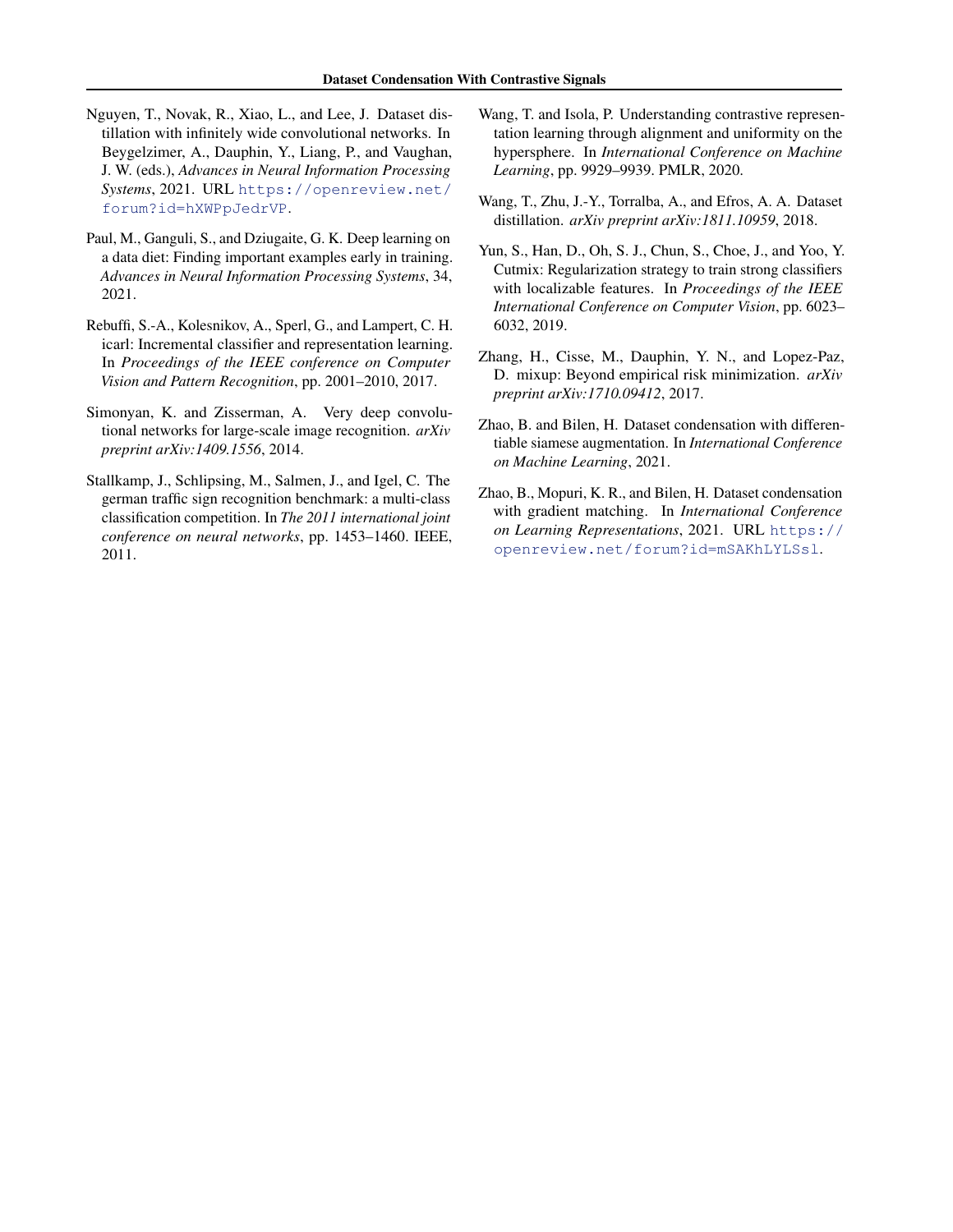Nguyen, T., Novak, R., Xiao, L., and Lee, J. Dataset distillation with infinitely wide convolutional networks. In Beygelzimer, A., Dauphin, Y., Liang, P., and Vaughan, J. W. (eds.), *Advances in Neural Information Processing Systems*, 2021. URL https://openreview.net/forum?id=hXWPpJedrVP.

Paul, M., Ganguli, S., and Dziugaite, G. K. Deep learning on a data diet: Finding important examples early in training. *Advances in Neural Information Processing Systems*, 34, 2021.

Rebuffi, S.-A., Kolesnikov, A., Sperl, G., and Lampert, C. H. icarl: Incremental classifier and representation learning. In *Proceedings of the IEEE conference on Computer Vision and Pattern Recognition*, pp. 2001–2010, 2017.

Simonyan, K. and Zisserman, A. Very deep convolutional networks for large-scale image recognition. *arXiv preprint arXiv:1409.1556*, 2014.

Stallkamp, J., Schlipsing, M., Salmen, J., and Igel, C. The german traffic sign recognition benchmark: a multi-class classification competition. In *The 2011 international joint conference on neural networks*, pp. 1453–1460. IEEE, 2011.

Wang, T. and Isola, P. Understanding contrastive representation learning through alignment and uniformity on the hypersphere. In *International Conference on Machine Learning*, pp. 9929–9939. PMLR, 2020.

Wang, T., Zhu, J.-Y., Torralba, A., and Efros, A. A. Dataset distillation. *arXiv preprint arXiv:1811.10959*, 2018.

Yun, S., Han, D., Oh, S. J., Chun, S., Choe, J., and Yoo, Y. Cutmix: Regularization strategy to train strong classifiers with localizable features. In *Proceedings of the IEEE International Conference on Computer Vision*, pp. 6023–6032, 2019.

Zhang, H., Cisse, M., Dauphin, Y. N., and Lopez-Paz, D. mixup: Beyond empirical risk minimization. *arXiv preprint arXiv:1710.09412*, 2017.

Zhao, B. and Bilen, H. Dataset condensation with differentiable siamese augmentation. In *International Conference on Machine Learning*, 2021.

Zhao, B., Mopuri, K. R., and Bilen, H. Dataset condensation with gradient matching. In *International Conference on Learning Representations*, 2021. URL https://openreview.net/forum?id=mSAKhLYLSsl.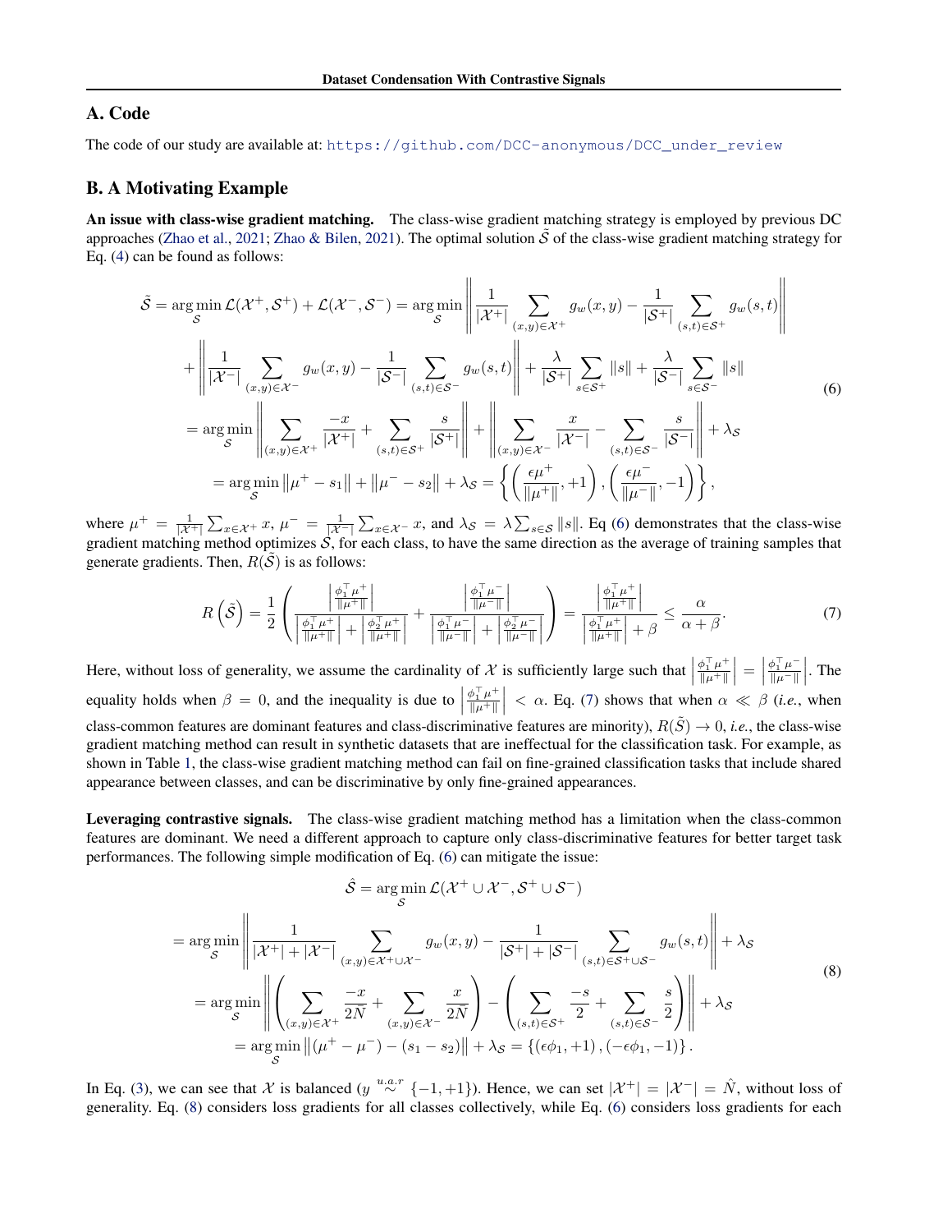## A. Code

The code of our study are available at: https://github.com/DCC-anonymous/DCC_under_review

## B. A Motivating Example

**An issue with class-wise gradient matching.** The class-wise gradient matching strategy is employed by previous DC approaches (Zhao et al., 2021; Zhao & Bilen, 2021). The optimal solution $\tilde{\mathcal{S}}$ of the class-wise gradient matching strategy for Eq. (4) can be found as follows:

$$
\begin{aligned}
\tilde{\mathcal{S}} = \arg\min_{\mathcal{S}} \mathcal{L}(\mathcal{X}^+, \mathcal{S}^+) + \mathcal{L}(\mathcal{X}^-, \mathcal{S}^-) &= \arg\min_{\mathcal{S}} \left\| \frac{1}{|\mathcal{X}^+|} \sum_{(x,y)\in\mathcal{X}^+} g_w(x,y) - \frac{1}{|\mathcal{S}^+|} \sum_{(s,t)\in\mathcal{S}^+} g_w(s,t) \right\| \\
&+ \left\| \frac{1}{|\mathcal{X}^-|} \sum_{(x,y)\in\mathcal{X}^-} g_w(x,y) - \frac{1}{|\mathcal{S}^-|} \sum_{(s,t)\in\mathcal{S}^-} g_w(s,t) \right\| + \frac{\lambda}{|\mathcal{S}^+|} \sum_{s\in\mathcal{S}^+} \|s\| + \frac{\lambda}{|\mathcal{S}^-|} \sum_{s\in\mathcal{S}^-} \|s\| \\
&= \arg\min_{\mathcal{S}} \left\| \sum_{(x,y)\in\mathcal{X}^+} \frac{-x}{|\mathcal{X}^+|} + \sum_{(s,t)\in\mathcal{S}^+} \frac{s}{|\mathcal{S}^+|} \right\| + \left\| \sum_{(x,y)\in\mathcal{X}^-} \frac{x}{|\mathcal{X}^-|} - \sum_{(s,t)\in\mathcal{S}^-} \frac{s}{|\mathcal{S}^-|} \right\| + \lambda_{\mathcal{S}} \\
&= \arg\min_{\mathcal{S}} \left\|\mu^+ - s_1\right\| + \left\|\mu^- - s_2\right\| + \lambda_{\mathcal{S}} = \left\{ \left( \frac{\epsilon\mu^+}{\|\mu^+\|}, +1 \right), \left( \frac{\epsilon\mu^-}{\|\mu^-\|}, -1 \right) \right\},
\end{aligned}
\tag{6}
$$

where $\mu^+ = \frac{1}{|\mathcal{X}^+|}\sum_{x\in\mathcal{X}^+} x$, $\mu^- = \frac{1}{|\mathcal{X}^-|}\sum_{x\in\mathcal{X}^-} x$, and $\lambda_{\mathcal{S}} = \lambda\sum_{s\in\mathcal{S}}\|s\|$. Eq (6) demonstrates that the class-wise gradient matching method optimizes $\mathcal{S}$, for each class, to have the same direction as the average of training samples that generate gradients. Then, $R(\tilde{\mathcal{S}})$ is as follows:

$$
R\left(\tilde{\mathcal{S}}\right) = \frac{1}{2}\left( \frac{\left|\frac{\phi_1^\top \mu^+}{\|\mu^+\|}\right|}{\left|\frac{\phi_1^\top \mu^+}{\|\mu^+\|}\right| + \left|\frac{\phi_2^\top \mu^+}{\|\mu^+\|}\right|} + \frac{\left|\frac{\phi_1^\top \mu^-}{\|\mu^-\|}\right|}{\left|\frac{\phi_1^\top \mu^-}{\|\mu^-\|}\right| + \left|\frac{\phi_2^\top \mu^-}{\|\mu^-\|}\right|} \right) = \frac{\left|\frac{\phi_1^\top \mu^+}{\|\mu^+\|}\right|}{\left|\frac{\phi_1^\top \mu^+}{\|\mu^+\|}\right| + \beta} \leq \frac{\alpha}{\alpha+\beta}. \tag{7}
$$

Here, without loss of generality, we assume the cardinality of $\mathcal{X}$ is sufficiently large such that $\left|\frac{\phi_1^\top \mu^+}{\|\mu^+\|}\right| = \left|\frac{\phi_1^\top \mu^-}{\|\mu^-\|}\right|$. The equality holds when $\beta = 0$, and the inequality is due to $\left|\frac{\phi_1^\top \mu^+}{\|\mu^+\|}\right| < \alpha$. Eq. (7) shows that when $\alpha \ll \beta$ (*i.e.*, when class-common features are dominant features and class-discriminative features are minority), $R(\tilde{S}) \to 0$, *i.e.*, the class-wise gradient matching method can result in synthetic datasets that are ineffectual for the classification task. For example, as shown in Table 1, the class-wise gradient matching method can fail on fine-grained classification tasks that include shared appearance between classes, and can be discriminative by only fine-grained appearances.

**Leveraging contrastive signals.** The class-wise gradient matching method has a limitation when the class-common features are dominant. We need a different approach to capture only class-discriminative features for better target task performances. The following simple modification of Eq. (6) can mitigate the issue:

$$
\begin{aligned}
&\hat{\mathcal{S}} = \arg\min_{\mathcal{S}} \mathcal{L}(\mathcal{X}^+ \cup \mathcal{X}^-, \mathcal{S}^+ \cup \mathcal{S}^-) \\
&= \arg\min_{\mathcal{S}} \left\| \frac{1}{|\mathcal{X}^+| + |\mathcal{X}^-|} \sum_{(x,y)\in\mathcal{X}^+\cup\mathcal{X}^-} g_w(x,y) - \frac{1}{|\mathcal{S}^+| + |\mathcal{S}^-|} \sum_{(s,t)\in\mathcal{S}^+\cup\mathcal{S}^-} g_w(s,t) \right\| + \lambda_{\mathcal{S}} \\
&= \arg\min_{\mathcal{S}} \left\| \left( \sum_{(x,y)\in\mathcal{X}^+} \frac{-x}{2\hat{N}} + \sum_{(x,y)\in\mathcal{X}^-} \frac{x}{2\hat{N}} \right) - \left( \sum_{(s,t)\in\mathcal{S}^+} \frac{-s}{2} + \sum_{(s,t)\in\mathcal{S}^-} \frac{s}{2} \right) \right\| + \lambda_{\mathcal{S}} \\
&= \arg\min_{\mathcal{S}} \left\|(\mu^+ - \mu^-) - (s_1 - s_2)\right\| + \lambda_{\mathcal{S}} = \left\{ (\epsilon\phi_1, +1), (-\epsilon\phi_1, -1) \right\}.
\end{aligned}
\tag{8}
$$

In Eq. (3), we can see that $\mathcal{X}$ is balanced ($y \overset{u.a.r}{\sim} \{-1, +1\}$). Hence, we can set $|\mathcal{X}^+| = |\mathcal{X}^-| = \hat{N}$, without loss of generality. Eq. (8) considers loss gradients for all classes collectively, while Eq. (6) considers loss gradients for each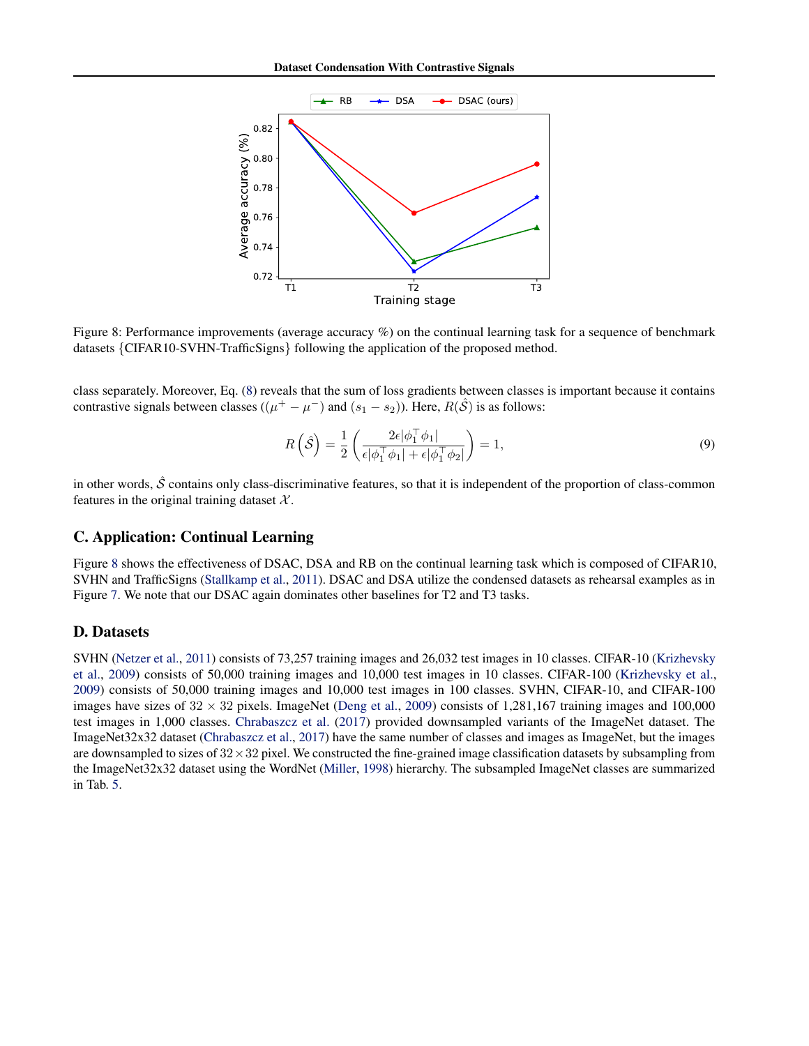Figure 8: Performance improvements (average accuracy %) on the continual learning task for a sequence of benchmark datasets {CIFAR10-SVHN-TrafficSigns} following the application of the proposed method.

class separately. Moreover, Eq. (8) reveals that the sum of loss gradients between classes is important because it contains contrastive signals between classes ($(\mu^+ - \mu^-)$ and $(s_1 - s_2)$). Here, $R(\hat{\mathcal{S}})$ is as follows:

$$R\left(\hat{\mathcal{S}}\right) = \frac{1}{2}\left(\frac{2\epsilon|\phi_1^\top \phi_1|}{\epsilon|\phi_1^\top \phi_1| + \epsilon|\phi_1^\top \phi_2|}\right) = 1, \tag{9}$$

in other words, $\hat{\mathcal{S}}$ contains only class-discriminative features, so that it is independent of the proportion of class-common features in the original training dataset $\mathcal{X}$.

## C. Application: Continual Learning

Figure 8 shows the effectiveness of DSAC, DSA and RB on the continual learning task which is composed of CIFAR10, SVHN and TrafficSigns (Stallkamp et al., 2011). DSAC and DSA utilize the condensed datasets as rehearsal examples as in Figure 7. We note that our DSAC again dominates other baselines for T2 and T3 tasks.

## D. Datasets

SVHN (Netzer et al., 2011) consists of 73,257 training images and 26,032 test images in 10 classes. CIFAR-10 (Krizhevsky et al., 2009) consists of 50,000 training images and 10,000 test images in 10 classes. CIFAR-100 (Krizhevsky et al., 2009) consists of 50,000 training images and 10,000 test images in 100 classes. SVHN, CIFAR-10, and CIFAR-100 images have sizes of $32 \times 32$ pixels. ImageNet (Deng et al., 2009) consists of 1,281,167 training images and 100,000 test images in 1,000 classes. Chrabaszcz et al. (2017) provided downsampled variants of the ImageNet dataset. The ImageNet32x32 dataset (Chrabaszcz et al., 2017) have the same number of classes and images as ImageNet, but the images are downsampled to sizes of $32 \times 32$ pixel. We constructed the fine-grained image classification datasets by subsampling from the ImageNet32x32 dataset using the WordNet (Miller, 1998) hierarchy. The subsampled ImageNet classes are summarized in Tab. 5.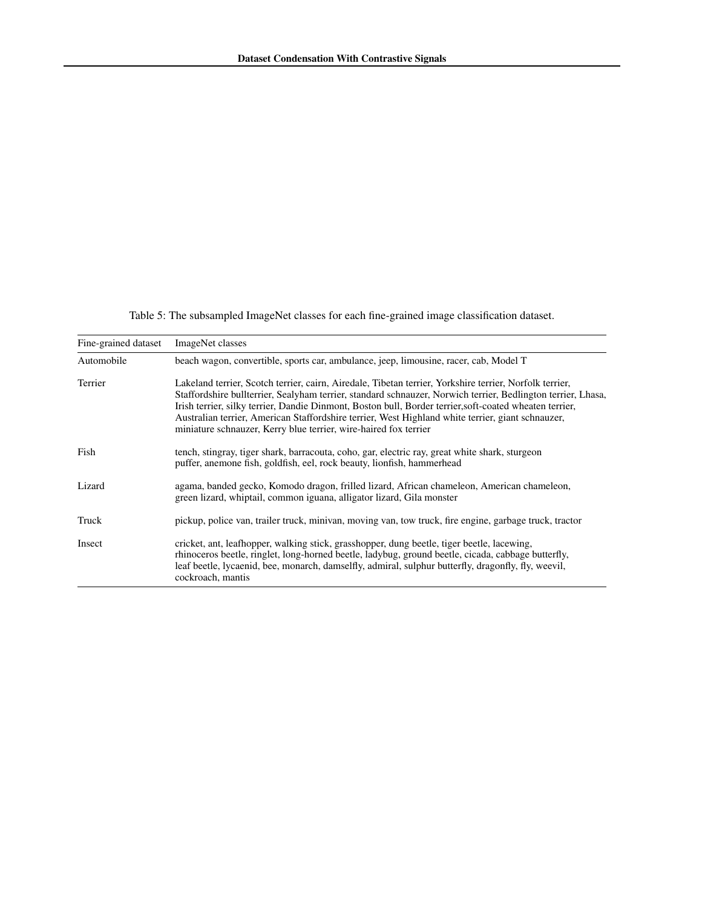Table 5: The subsampled ImageNet classes for each fine-grained image classification dataset.

| Fine-grained dataset | ImageNet classes |
|---|---|
| Automobile | beach wagon, convertible, sports car, ambulance, jeep, limousine, racer, cab, Model T |
| Terrier | Lakeland terrier, Scotch terrier, cairn, Airedale, Tibetan terrier, Yorkshire terrier, Norfolk terrier, Staffordshire bullterrier, Sealyham terrier, standard schnauzer, Norwich terrier, Bedlington terrier, Lhasa, Irish terrier, silky terrier, Dandie Dinmont, Boston bull, Border terrier,soft-coated wheaten terrier, Australian terrier, American Staffordshire terrier, West Highland white terrier, giant schnauzer, miniature schnauzer, Kerry blue terrier, wire-haired fox terrier |
| Fish | tench, stingray, tiger shark, barracouta, coho, gar, electric ray, great white shark, sturgeon puffer, anemone fish, goldfish, eel, rock beauty, lionfish, hammerhead |
| Lizard | agama, banded gecko, Komodo dragon, frilled lizard, African chameleon, American chameleon, green lizard, whiptail, common iguana, alligator lizard, Gila monster |
| Truck | pickup, police van, trailer truck, minivan, moving van, tow truck, fire engine, garbage truck, tractor |
| Insect | cricket, ant, leafhopper, walking stick, grasshopper, dung beetle, tiger beetle, lacewing, rhinoceros beetle, ringlet, long-horned beetle, ladybug, ground beetle, cicada, cabbage butterfly, leaf beetle, lycaenid, bee, monarch, damselfly, admiral, sulphur butterfly, dragonfly, fly, weevil, cockroach, mantis |